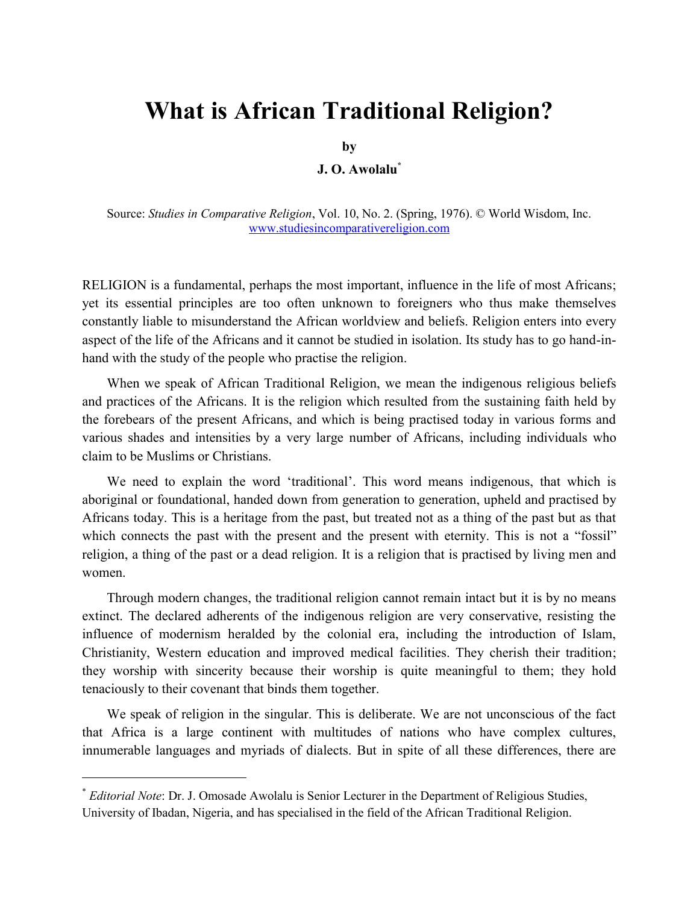# What is African Traditional Religion?

**by**

**J. O. Awolalu**[*]

Source: *Studies in Comparative Religion*, Vol. 10, No. 2. (Spring, 1976). © World Wisdom, Inc. www.studiesincomparativereligion.com

RELIGION is a fundamental, perhaps the most important, influence in the life of most Africans; yet its essential principles are too often unknown to foreigners who thus make themselves constantly liable to misunderstand the African worldview and beliefs. Religion enters into every aspect of the life of the Africans and it cannot be studied in isolation. Its study has to go hand-in-hand with the study of the people who practise the religion.

When we speak of African Traditional Religion, we mean the indigenous religious beliefs and practices of the Africans. It is the religion which resulted from the sustaining faith held by the forebears of the present Africans, and which is being practised today in various forms and various shades and intensities by a very large number of Africans, including individuals who claim to be Muslims or Christians.

We need to explain the word 'traditional'. This word means indigenous, that which is aboriginal or foundational, handed down from generation to generation, upheld and practised by Africans today. This is a heritage from the past, but treated not as a thing of the past but as that which connects the past with the present and the present with eternity. This is not a "fossil" religion, a thing of the past or a dead religion. It is a religion that is practised by living men and women.

Through modern changes, the traditional religion cannot remain intact but it is by no means extinct. The declared adherents of the indigenous religion are very conservative, resisting the influence of modernism heralded by the colonial era, including the introduction of Islam, Christianity, Western education and improved medical facilities. They cherish their tradition; they worship with sincerity because their worship is quite meaningful to them; they hold tenaciously to their covenant that binds them together.

We speak of religion in the singular. This is deliberate. We are not unconscious of the fact that Africa is a large continent with multitudes of nations who have complex cultures, innumerable languages and myriads of dialects. But in spite of all these differences, there are

---

[*] *Editorial Note*: Dr. J. Omosade Awolalu is Senior Lecturer in the Department of Religious Studies, University of Ibadan, Nigeria, and has specialised in the field of the African Traditional Religion.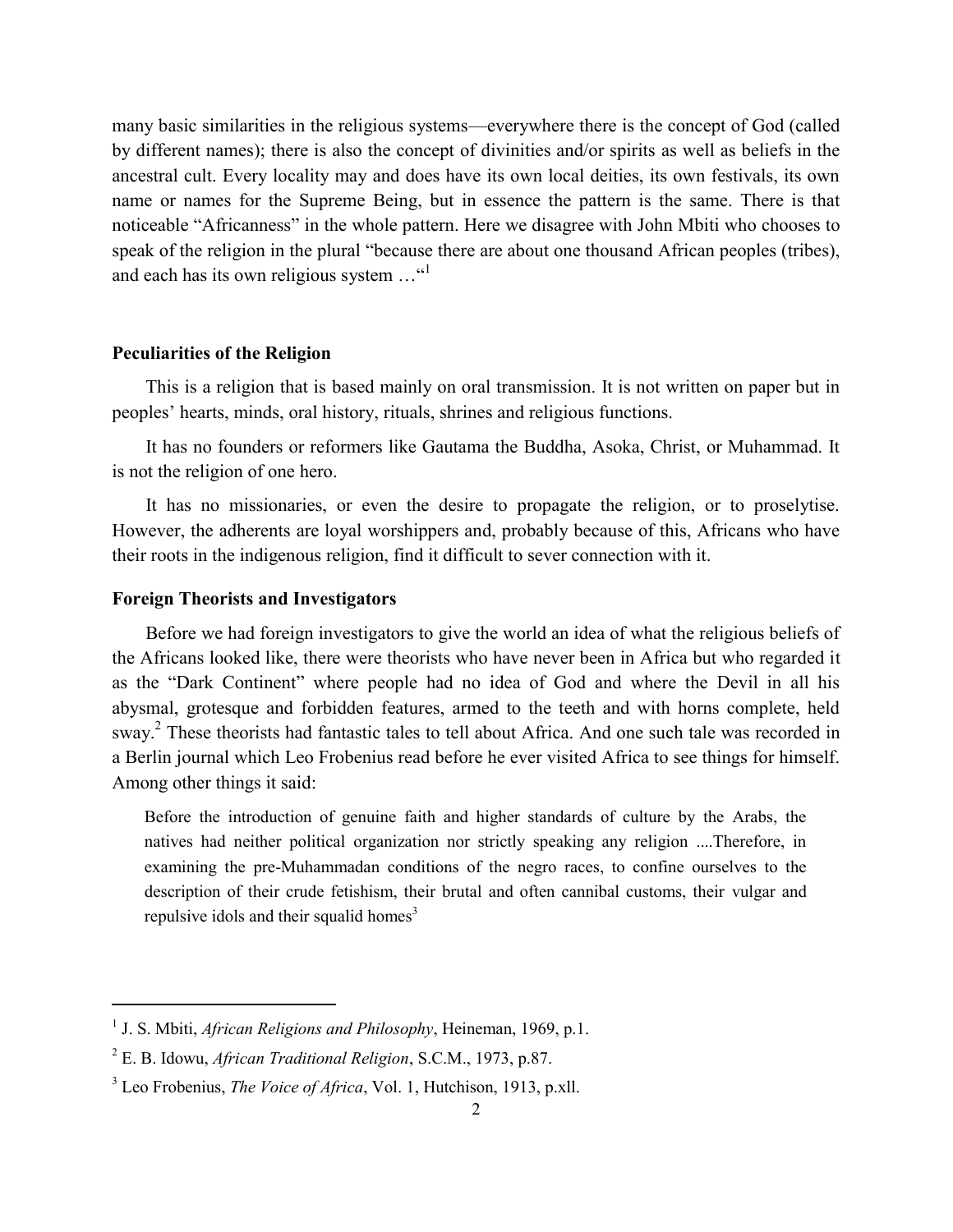many basic similarities in the religious systems—everywhere there is the concept of God (called by different names); there is also the concept of divinities and/or spirits as well as beliefs in the ancestral cult. Every locality may and does have its own local deities, its own festivals, its own name or names for the Supreme Being, but in essence the pattern is the same. There is that noticeable "Africanness" in the whole pattern. Here we disagree with John Mbiti who chooses to speak of the religion in the plural "because there are about one thousand African peoples (tribes), and each has its own religious system …"[1]

### Peculiarities of the Religion

This is a religion that is based mainly on oral transmission. It is not written on paper but in peoples' hearts, minds, oral history, rituals, shrines and religious functions.

It has no founders or reformers like Gautama the Buddha, Asoka, Christ, or Muhammad. It is not the religion of one hero.

It has no missionaries, or even the desire to propagate the religion, or to proselytise. However, the adherents are loyal worshippers and, probably because of this, Africans who have their roots in the indigenous religion, find it difficult to sever connection with it.

### Foreign Theorists and Investigators

Before we had foreign investigators to give the world an idea of what the religious beliefs of the Africans looked like, there were theorists who have never been in Africa but who regarded it as the "Dark Continent" where people had no idea of God and where the Devil in all his abysmal, grotesque and forbidden features, armed to the teeth and with horns complete, held sway.[2] These theorists had fantastic tales to tell about Africa. And one such tale was recorded in a Berlin journal which Leo Frobenius read before he ever visited Africa to see things for himself. Among other things it said:

> Before the introduction of genuine faith and higher standards of culture by the Arabs, the natives had neither political organization nor strictly speaking any religion ....Therefore, in examining the pre-Muhammadan conditions of the negro races, to confine ourselves to the description of their crude fetishism, their brutal and often cannibal customs, their vulgar and repulsive idols and their squalid homes[3]

---

[1] J. S. Mbiti, *African Religions and Philosophy*, Heineman, 1969, p.1.

[2] E. B. Idowu, *African Traditional Religion*, S.C.M., 1973, p.87.

[3] Leo Frobenius, *The Voice of Africa*, Vol. 1, Hutchison, 1913, p.xll.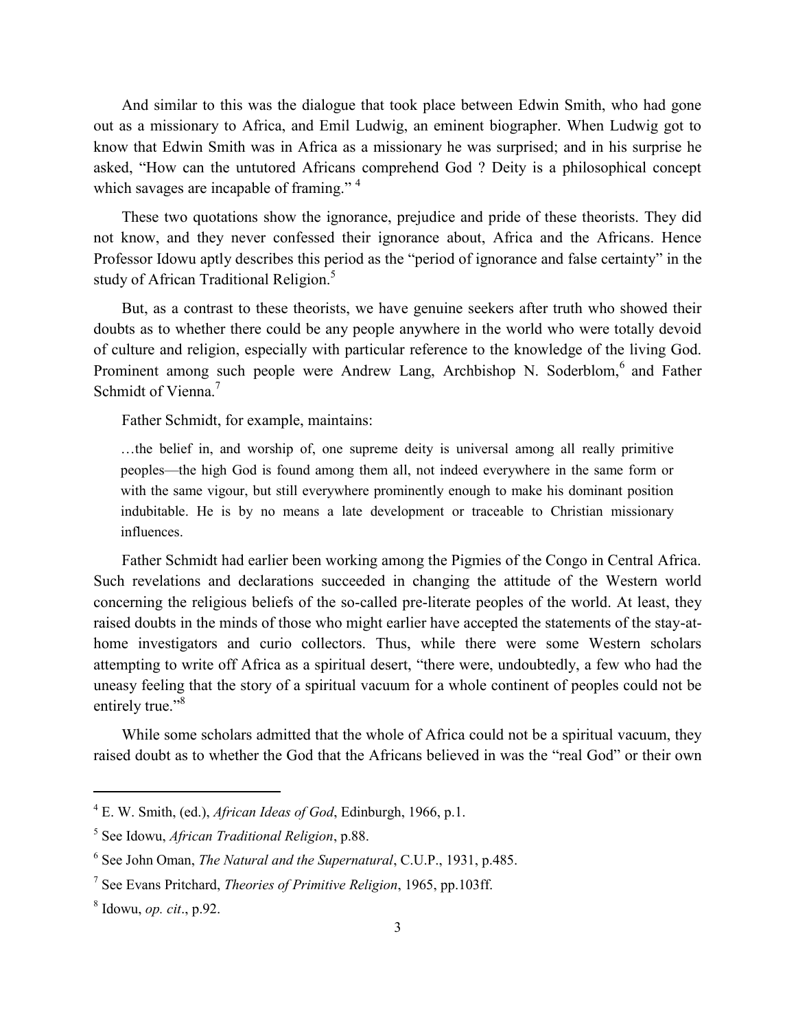And similar to this was the dialogue that took place between Edwin Smith, who had gone out as a missionary to Africa, and Emil Ludwig, an eminent biographer. When Ludwig got to know that Edwin Smith was in Africa as a missionary he was surprised; and in his surprise he asked, "How can the untutored Africans comprehend God ? Deity is a philosophical concept which savages are incapable of framing." [4]

These two quotations show the ignorance, prejudice and pride of these theorists. They did not know, and they never confessed their ignorance about, Africa and the Africans. Hence Professor Idowu aptly describes this period as the "period of ignorance and false certainty" in the study of African Traditional Religion.[5]

But, as a contrast to these theorists, we have genuine seekers after truth who showed their doubts as to whether there could be any people anywhere in the world who were totally devoid of culture and religion, especially with particular reference to the knowledge of the living God. Prominent among such people were Andrew Lang, Archbishop N. Soderblom,[6] and Father Schmidt of Vienna.[7]

Father Schmidt, for example, maintains:

> …the belief in, and worship of, one supreme deity is universal among all really primitive peoples—the high God is found among them all, not indeed everywhere in the same form or with the same vigour, but still everywhere prominently enough to make his dominant position indubitable. He is by no means a late development or traceable to Christian missionary influences.

Father Schmidt had earlier been working among the Pigmies of the Congo in Central Africa. Such revelations and declarations succeeded in changing the attitude of the Western world concerning the religious beliefs of the so-called pre-literate peoples of the world. At least, they raised doubts in the minds of those who might earlier have accepted the statements of the stay-at-home investigators and curio collectors. Thus, while there were some Western scholars attempting to write off Africa as a spiritual desert, "there were, undoubtedly, a few who had the uneasy feeling that the story of a spiritual vacuum for a whole continent of peoples could not be entirely true."[8]

While some scholars admitted that the whole of Africa could not be a spiritual vacuum, they raised doubt as to whether the God that the Africans believed in was the "real God" or their own

---

[4] E. W. Smith, (ed.), *African Ideas of God*, Edinburgh, 1966, p.1.

[5] See Idowu, *African Traditional Religion*, p.88.

[6] See John Oman, *The Natural and the Supernatural*, C.U.P., 1931, p.485.

[7] See Evans Pritchard, *Theories of Primitive Religion*, 1965, pp.103ff.

[8] Idowu, *op. cit*., p.92.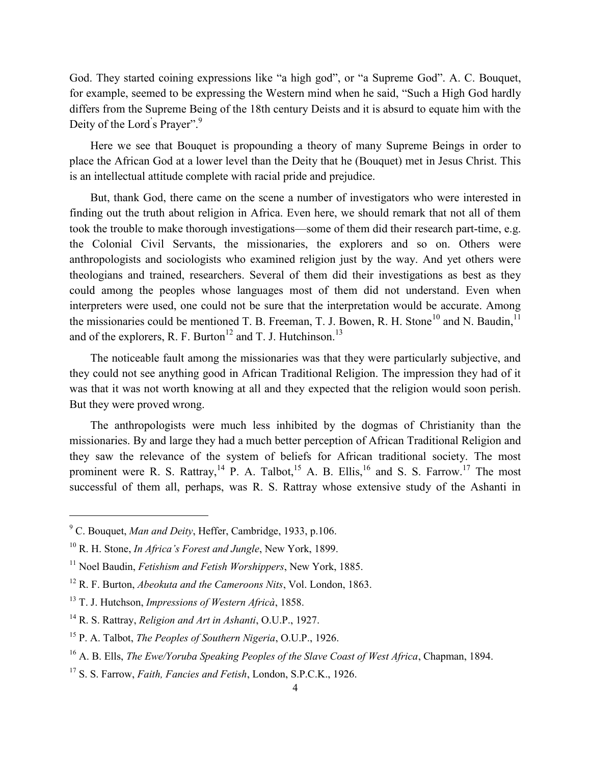God. They started coining expressions like "a high god", or "a Supreme God". A. C. Bouquet, for example, seemed to be expressing the Western mind when he said, "Such a High God hardly differs from the Supreme Being of the 18th century Deists and it is absurd to equate him with the Deity of the Lord's Prayer".[9]

Here we see that Bouquet is propounding a theory of many Supreme Beings in order to place the African God at a lower level than the Deity that he (Bouquet) met in Jesus Christ. This is an intellectual attitude complete with racial pride and prejudice.

But, thank God, there came on the scene a number of investigators who were interested in finding out the truth about religion in Africa. Even here, we should remark that not all of them took the trouble to make thorough investigations—some of them did their research part-time, e.g. the Colonial Civil Servants, the missionaries, the explorers and so on. Others were anthropologists and sociologists who examined religion just by the way. And yet others were theologians and trained, researchers. Several of them did their investigations as best as they could among the peoples whose languages most of them did not understand. Even when interpreters were used, one could not be sure that the interpretation would be accurate. Among the missionaries could be mentioned T. B. Freeman, T. J. Bowen, R. H. Stone[10] and N. Baudin,[11] and of the explorers, R. F. Burton[12] and T. J. Hutchinson.[13]

The noticeable fault among the missionaries was that they were particularly subjective, and they could not see anything good in African Traditional Religion. The impression they had of it was that it was not worth knowing at all and they expected that the religion would soon perish. But they were proved wrong.

The anthropologists were much less inhibited by the dogmas of Christianity than the missionaries. By and large they had a much better perception of African Traditional Religion and they saw the relevance of the system of beliefs for African traditional society. The most prominent were R. S. Rattray,[14] P. A. Talbot,[15] A. B. Ellis,[16] and S. S. Farrow.[17] The most successful of them all, perhaps, was R. S. Rattray whose extensive study of the Ashanti in

---

[9] C. Bouquet, *Man and Deity*, Heffer, Cambridge, 1933, p.106.

[10] R. H. Stone, *In Africa's Forest and Jungle*, New York, 1899.

[11] Noel Baudin, *Fetishism and Fetish Worshippers*, New York, 1885.

[12] R. F. Burton, *Abeokuta and the Cameroons Nits*, Vol. London, 1863.

[13] T. J. Hutchson, *Impressions of Western Africà*, 1858.

[14] R. S. Rattray, *Religion and Art in Ashanti*, O.U.P., 1927.

[15] P. A. Talbot, *The Peoples of Southern Nigeria*, O.U.P., 1926.

[16] A. B. Ells, *The Ewe/Yoruba Speaking Peoples of the Slave Coast of West Africa*, Chapman, 1894.

[17] S. S. Farrow, *Faith, Fancies and Fetish*, London, S.P.C.K., 1926.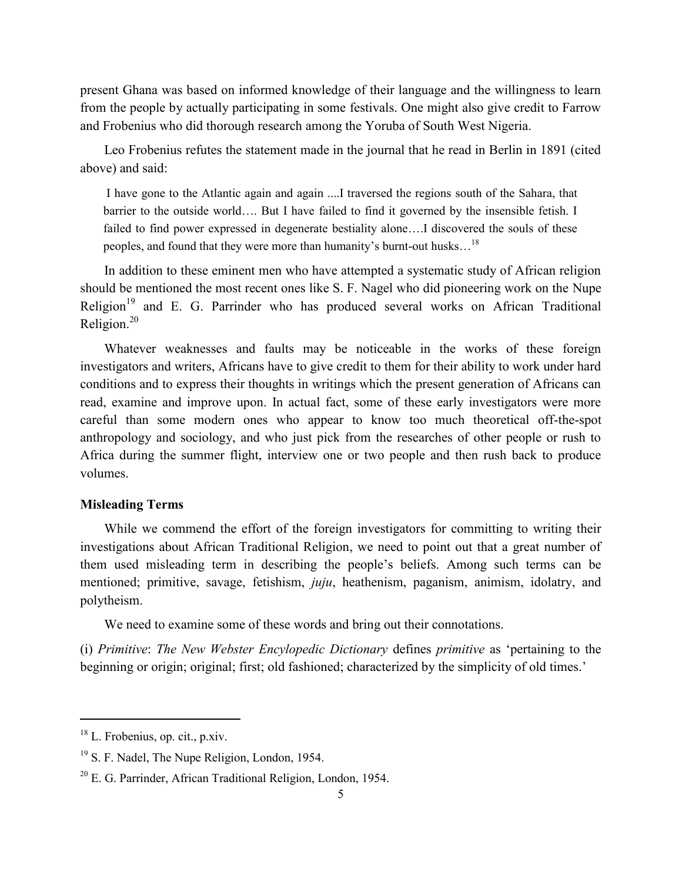present Ghana was based on informed knowledge of their language and the willingness to learn from the people by actually participating in some festivals. One might also give credit to Farrow and Frobenius who did thorough research among the Yoruba of South West Nigeria.

Leo Frobenius refutes the statement made in the journal that he read in Berlin in 1891 (cited above) and said:

> I have gone to the Atlantic again and again ....I traversed the regions south of the Sahara, that barrier to the outside world…. But I have failed to find it governed by the insensible fetish. I failed to find power expressed in degenerate bestiality alone….I discovered the souls of these peoples, and found that they were more than humanity's burnt-out husks…[18]

In addition to these eminent men who have attempted a systematic study of African religion should be mentioned the most recent ones like S. F. Nagel who did pioneering work on the Nupe Religion[19] and E. G. Parrinder who has produced several works on African Traditional Religion.[20]

Whatever weaknesses and faults may be noticeable in the works of these foreign investigators and writers, Africans have to give credit to them for their ability to work under hard conditions and to express their thoughts in writings which the present generation of Africans can read, examine and improve upon. In actual fact, some of these early investigators were more careful than some modern ones who appear to know too much theoretical off-the-spot anthropology and sociology, and who just pick from the researches of other people or rush to Africa during the summer flight, interview one or two people and then rush back to produce volumes.

**Misleading Terms**

While we commend the effort of the foreign investigators for committing to writing their investigations about African Traditional Religion, we need to point out that a great number of them used misleading term in describing the people's beliefs. Among such terms can be mentioned; primitive, savage, fetishism, *juju*, heathenism, paganism, animism, idolatry, and polytheism.

We need to examine some of these words and bring out their connotations.

(i) *Primitive*: *The New Webster Encylopedic Dictionary* defines *primitive* as 'pertaining to the beginning or origin; original; first; old fashioned; characterized by the simplicity of old times.'

---

[18] L. Frobenius, op. cit., p.xiv.

[19] S. F. Nadel, The Nupe Religion, London, 1954.

[20] E. G. Parrinder, African Traditional Religion, London, 1954.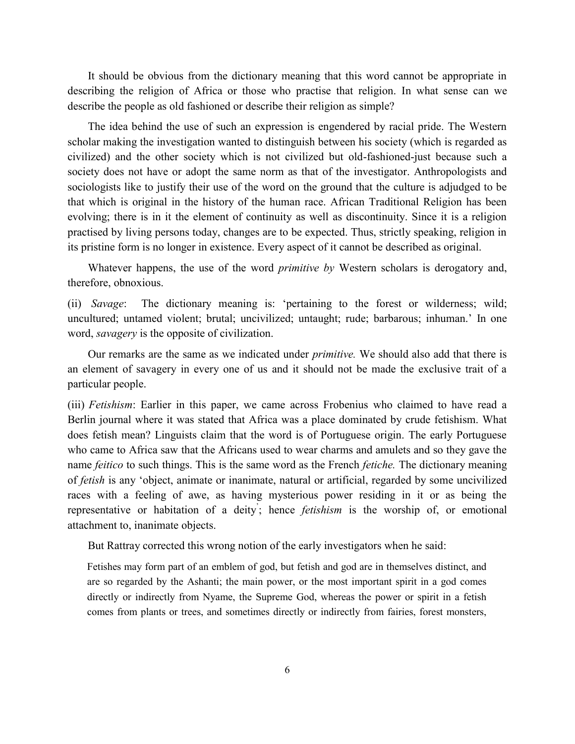It should be obvious from the dictionary meaning that this word cannot be appropriate in describing the religion of Africa or those who practise that religion. In what sense can we describe the people as old fashioned or describe their religion as simple?

The idea behind the use of such an expression is engendered by racial pride. The Western scholar making the investigation wanted to distinguish between his society (which is regarded as civilized) and the other society which is not civilized but old-fashioned-just because such a society does not have or adopt the same norm as that of the investigator. Anthropologists and sociologists like to justify their use of the word on the ground that the culture is adjudged to be that which is original in the history of the human race. African Traditional Religion has been evolving; there is in it the element of continuity as well as discontinuity. Since it is a religion practised by living persons today, changes are to be expected. Thus, strictly speaking, religion in its pristine form is no longer in existence. Every aspect of it cannot be described as original.

Whatever happens, the use of the word *primitive by* Western scholars is derogatory and, therefore, obnoxious.

(ii) *Savage*: The dictionary meaning is: 'pertaining to the forest or wilderness; wild; uncultured; untamed violent; brutal; uncivilized; untaught; rude; barbarous; inhuman.' In one word, *savagery* is the opposite of civilization.

Our remarks are the same as we indicated under *primitive.* We should also add that there is an element of savagery in every one of us and it should not be made the exclusive trait of a particular people.

(iii) *Fetishism*: Earlier in this paper, we came across Frobenius who claimed to have read a Berlin journal where it was stated that Africa was a place dominated by crude fetishism. What does fetish mean? Linguists claim that the word is of Portuguese origin. The early Portuguese who came to Africa saw that the Africans used to wear charms and amulets and so they gave the name *feitico* to such things. This is the same word as the French *fetiche.* The dictionary meaning of *fetish* is any 'object, animate or inanimate, natural or artificial, regarded by some uncivilized races with a feeling of awe, as having mysterious power residing in it or as being the representative or habitation of a deity'; hence *fetishism* is the worship of, or emotional attachment to, inanimate objects.

But Rattray corrected this wrong notion of the early investigators when he said:

> Fetishes may form part of an emblem of god, but fetish and god are in themselves distinct, and are so regarded by the Ashanti; the main power, or the most important spirit in a god comes directly or indirectly from Nyame, the Supreme God, whereas the power or spirit in a fetish comes from plants or trees, and sometimes directly or indirectly from fairies, forest monsters,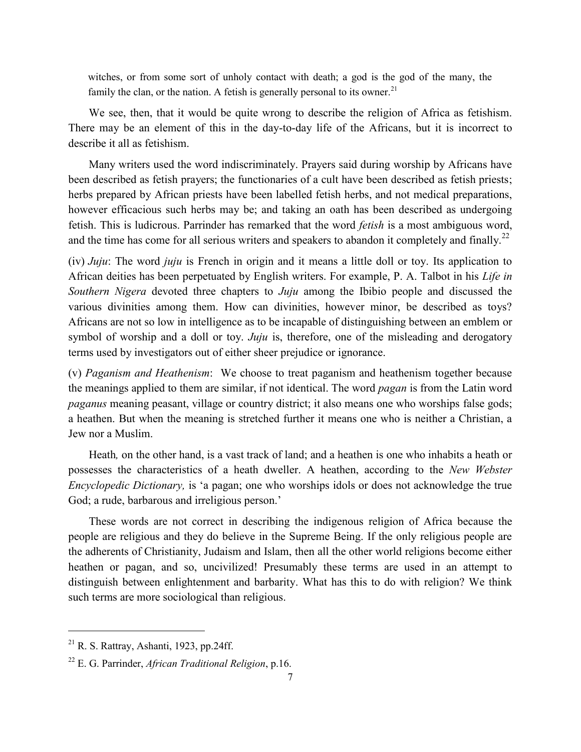witches, or from some sort of unholy contact with death; a god is the god of the many, the family the clan, or the nation. A fetish is generally personal to its owner.[21]

We see, then, that it would be quite wrong to describe the religion of Africa as fetishism. There may be an element of this in the day-to-day life of the Africans, but it is incorrect to describe it all as fetishism.

Many writers used the word indiscriminately. Prayers said during worship by Africans have been described as fetish prayers; the functionaries of a cult have been described as fetish priests; herbs prepared by African priests have been labelled fetish herbs, and not medical preparations, however efficacious such herbs may be; and taking an oath has been described as undergoing fetish. This is ludicrous. Parrinder has remarked that the word *fetish* is a most ambiguous word, and the time has come for all serious writers and speakers to abandon it completely and finally.[22]

(iv) *Juju*: The word *juju* is French in origin and it means a little doll or toy. Its application to African deities has been perpetuated by English writers. For example, P. A. Talbot in his *Life in Southern Nigera* devoted three chapters to *Juju* among the Ibibio people and discussed the various divinities among them. How can divinities, however minor, be described as toys? Africans are not so low in intelligence as to be incapable of distinguishing between an emblem or symbol of worship and a doll or toy. *Juju* is, therefore, one of the misleading and derogatory terms used by investigators out of either sheer prejudice or ignorance.

(v) *Paganism and Heathenism*: We choose to treat paganism and heathenism together because the meanings applied to them are similar, if not identical. The word *pagan* is from the Latin word *paganus* meaning peasant, village or country district; it also means one who worships false gods; a heathen. But when the meaning is stretched further it means one who is neither a Christian, a Jew nor a Muslim.

Heath*,* on the other hand, is a vast track of land; and a heathen is one who inhabits a heath or possesses the characteristics of a heath dweller. A heathen, according to the *New Webster Encyclopedic Dictionary,* is 'a pagan; one who worships idols or does not acknowledge the true God; a rude, barbarous and irreligious person.'

These words are not correct in describing the indigenous religion of Africa because the people are religious and they do believe in the Supreme Being. If the only religious people are the adherents of Christianity, Judaism and Islam, then all the other world religions become either heathen or pagan, and so, uncivilized! Presumably these terms are used in an attempt to distinguish between enlightenment and barbarity. What has this to do with religion? We think such terms are more sociological than religious.

---

[21] R. S. Rattray, Ashanti, 1923, pp.24ff.

[22] E. G. Parrinder, *African Traditional Religion*, p.16.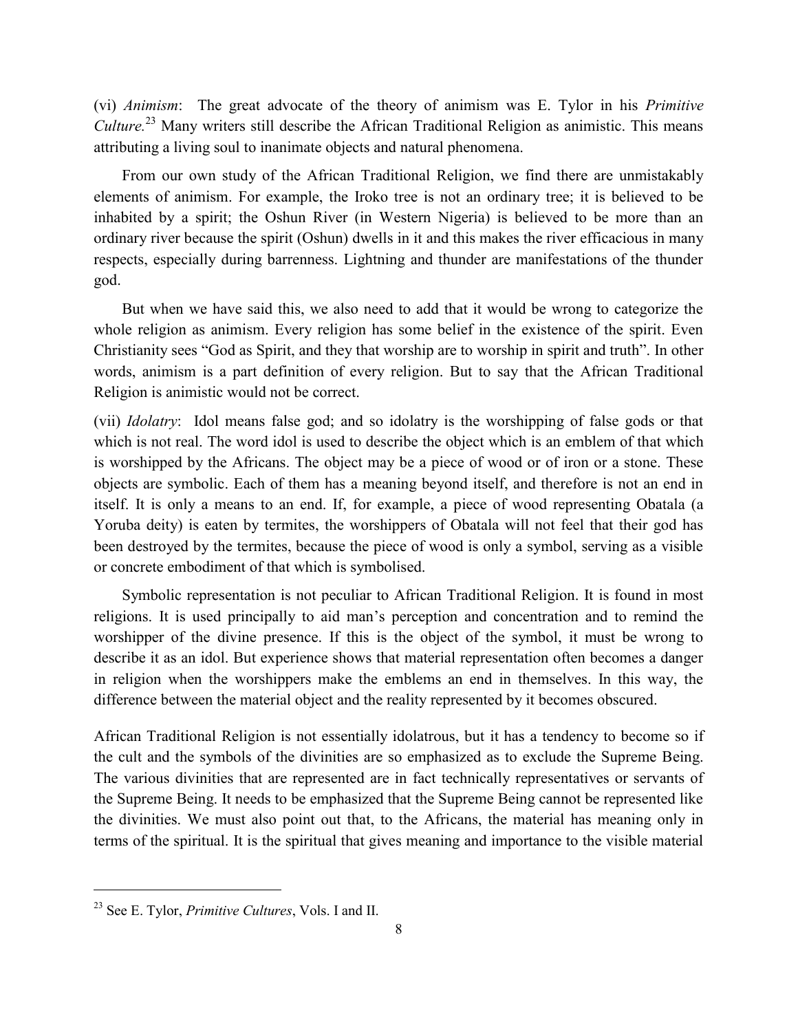(vi) *Animism*: The great advocate of the theory of animism was E. Tylor in his *Primitive Culture.*[23] Many writers still describe the African Traditional Religion as animistic. This means attributing a living soul to inanimate objects and natural phenomena.

From our own study of the African Traditional Religion, we find there are unmistakably elements of animism. For example, the Iroko tree is not an ordinary tree; it is believed to be inhabited by a spirit; the Oshun River (in Western Nigeria) is believed to be more than an ordinary river because the spirit (Oshun) dwells in it and this makes the river efficacious in many respects, especially during barrenness. Lightning and thunder are manifestations of the thunder god.

But when we have said this, we also need to add that it would be wrong to categorize the whole religion as animism. Every religion has some belief in the existence of the spirit. Even Christianity sees "God as Spirit, and they that worship are to worship in spirit and truth". In other words, animism is a part definition of every religion. But to say that the African Traditional Religion is animistic would not be correct.

(vii) *Idolatry*: Idol means false god; and so idolatry is the worshipping of false gods or that which is not real. The word idol is used to describe the object which is an emblem of that which is worshipped by the Africans. The object may be a piece of wood or of iron or a stone. These objects are symbolic. Each of them has a meaning beyond itself, and therefore is not an end in itself. It is only a means to an end. If, for example, a piece of wood representing Obatala (a Yoruba deity) is eaten by termites, the worshippers of Obatala will not feel that their god has been destroyed by the termites, because the piece of wood is only a symbol, serving as a visible or concrete embodiment of that which is symbolised.

Symbolic representation is not peculiar to African Traditional Religion. It is found in most religions. It is used principally to aid man's perception and concentration and to remind the worshipper of the divine presence. If this is the object of the symbol, it must be wrong to describe it as an idol. But experience shows that material representation often becomes a danger in religion when the worshippers make the emblems an end in themselves. In this way, the difference between the material object and the reality represented by it becomes obscured.

African Traditional Religion is not essentially idolatrous, but it has a tendency to become so if the cult and the symbols of the divinities are so emphasized as to exclude the Supreme Being. The various divinities that are represented are in fact technically representatives or servants of the Supreme Being. It needs to be emphasized that the Supreme Being cannot be represented like the divinities. We must also point out that, to the Africans, the material has meaning only in terms of the spiritual. It is the spiritual that gives meaning and importance to the visible material

---

[23] See E. Tylor, *Primitive Cultures*, Vols. I and II.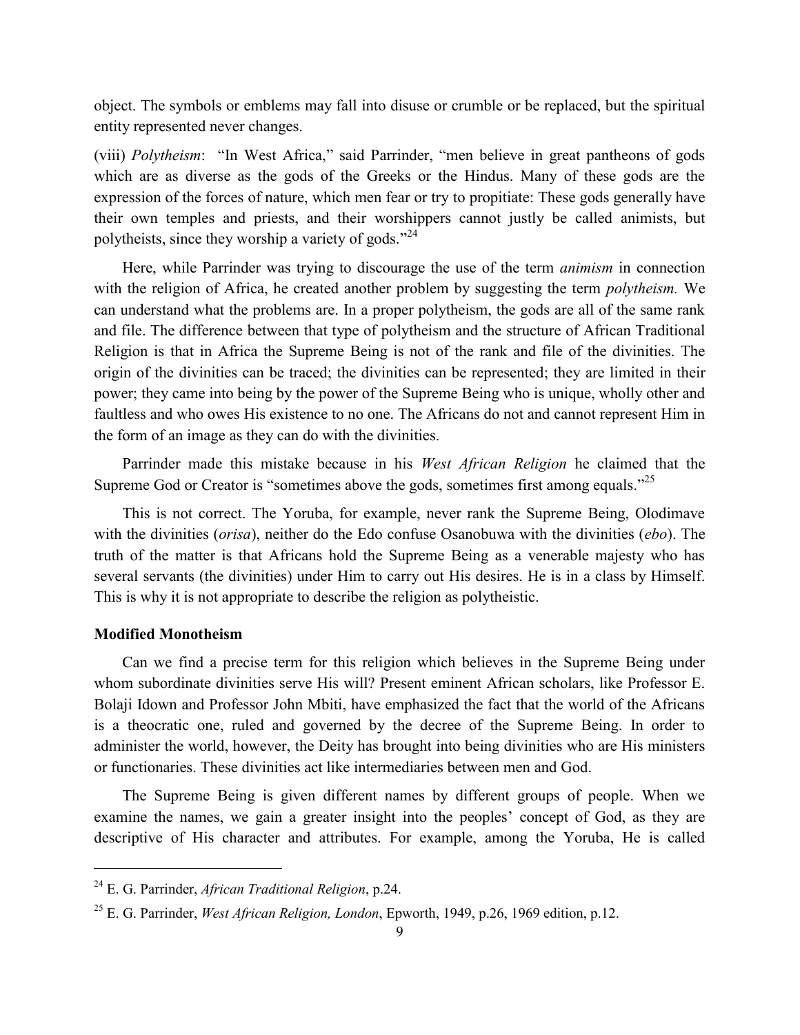object. The symbols or emblems may fall into disuse or crumble or be replaced, but the spiritual entity represented never changes.

(viii) *Polytheism*: "In West Africa," said Parrinder, "men believe in great pantheons of gods which are as diverse as the gods of the Greeks or the Hindus. Many of these gods are the expression of the forces of nature, which men fear or try to propitiate: These gods generally have their own temples and priests, and their worshippers cannot justly be called animists, but polytheists, since they worship a variety of gods."[24]

Here, while Parrinder was trying to discourage the use of the term *animism* in connection with the religion of Africa, he created another problem by suggesting the term *polytheism.* We can understand what the problems are. In a proper polytheism, the gods are all of the same rank and file. The difference between that type of polytheism and the structure of African Traditional Religion is that in Africa the Supreme Being is not of the rank and file of the divinities. The origin of the divinities can be traced; the divinities can be represented; they are limited in their power; they came into being by the power of the Supreme Being who is unique, wholly other and faultless and who owes His existence to no one. The Africans do not and cannot represent Him in the form of an image as they can do with the divinities.

Parrinder made this mistake because in his *West African Religion* he claimed that the Supreme God or Creator is "sometimes above the gods, sometimes first among equals."[25]

This is not correct. The Yoruba, for example, never rank the Supreme Being, Olodimave with the divinities (*orisa*), neither do the Edo confuse Osanobuwa with the divinities (*ebo*). The truth of the matter is that Africans hold the Supreme Being as a venerable majesty who has several servants (the divinities) under Him to carry out His desires. He is in a class by Himself. This is why it is not appropriate to describe the religion as polytheistic.

**Modified Monotheism**

Can we find a precise term for this religion which believes in the Supreme Being under whom subordinate divinities serve His will? Present eminent African scholars, like Professor E. Bolaji Idown and Professor John Mbiti, have emphasized the fact that the world of the Africans is a theocratic one, ruled and governed by the decree of the Supreme Being. In order to administer the world, however, the Deity has brought into being divinities who are His ministers or functionaries. These divinities act like intermediaries between men and God.

The Supreme Being is given different names by different groups of people. When we examine the names, we gain a greater insight into the peoples' concept of God, as they are descriptive of His character and attributes. For example, among the Yoruba, He is called

---

[24] E. G. Parrinder, *African Traditional Religion*, p.24.

[25] E. G. Parrinder, *West African Religion, London*, Epworth, 1949, p.26, 1969 edition, p.12.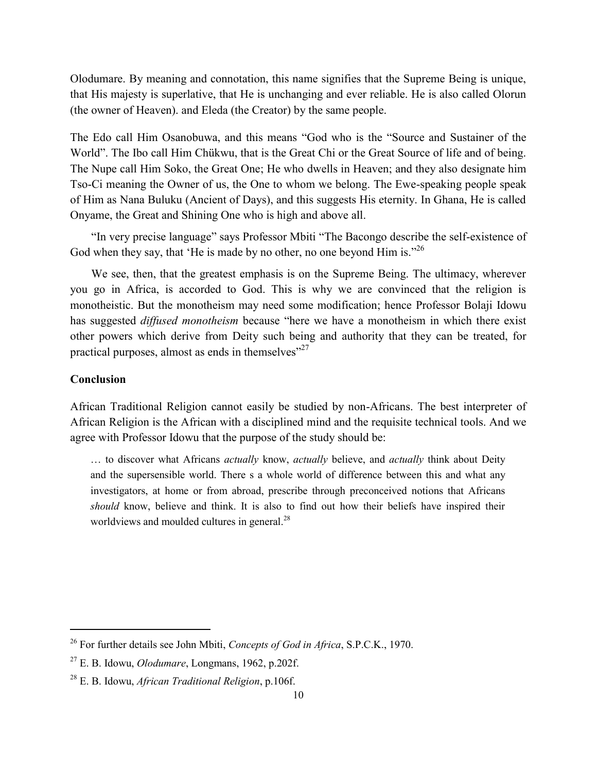Olodumare. By meaning and connotation, this name signifies that the Supreme Being is unique, that His majesty is superlative, that He is unchanging and ever reliable. He is also called Olorun (the owner of Heaven). and Eleda (the Creator) by the same people.

The Edo call Him Osanobuwa, and this means "God who is the "Source and Sustainer of the World". The Ibo call Him Chükwu, that is the Great Chi or the Great Source of life and of being. The Nupe call Him Soko, the Great One; He who dwells in Heaven; and they also designate him Tso-Ci meaning the Owner of us, the One to whom we belong. The Ewe-speaking people speak of Him as Nana Buluku (Ancient of Days), and this suggests His eternity. In Ghana, He is called Onyame, the Great and Shining One who is high and above all.

"In very precise language" says Professor Mbiti "The Bacongo describe the self-existence of God when they say, that 'He is made by no other, no one beyond Him is."[26]

We see, then, that the greatest emphasis is on the Supreme Being. The ultimacy, wherever you go in Africa, is accorded to God. This is why we are convinced that the religion is monotheistic. But the monotheism may need some modification; hence Professor Bolaji Idowu has suggested *diffused monotheism* because "here we have a monotheism in which there exist other powers which derive from Deity such being and authority that they can be treated, for practical purposes, almost as ends in themselves"[27]

**Conclusion**

African Traditional Religion cannot easily be studied by non-Africans. The best interpreter of African Religion is the African with a disciplined mind and the requisite technical tools. And we agree with Professor Idowu that the purpose of the study should be:

> … to discover what Africans *actually* know, *actually* believe, and *actually* think about Deity and the supersensible world. There s a whole world of difference between this and what any investigators, at home or from abroad, prescribe through preconceived notions that Africans *should* know, believe and think. It is also to find out how their beliefs have inspired their worldviews and moulded cultures in general.[28]

---

[26] For further details see John Mbiti, *Concepts of God in Africa*, S.P.C.K., 1970.

[27] E. B. Idowu, *Olodumare*, Longmans, 1962, p.202f.

[28] E. B. Idowu, *African Traditional Religion*, p.106f.